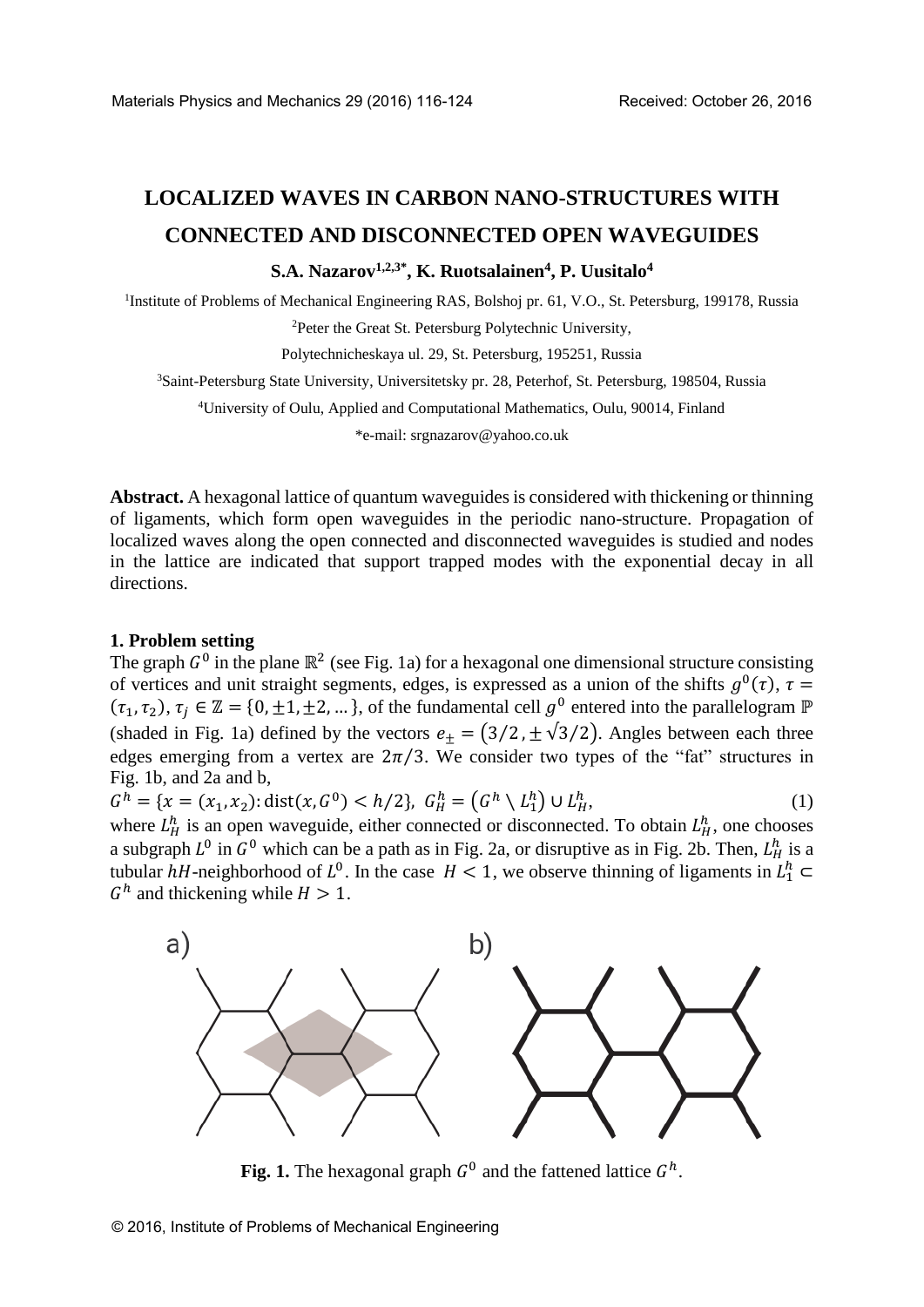# LOCALIZED WAVES IN CARBON NANO-STRUCTURES WITH CONNECTED AND DISCONNECTED OPEN WAVEGUIDES

**S.A. Nazarov[1,2,3*], K. Ruotsalainen[4], P. Uusitalo[4]**

[1]Institute of Problems of Mechanical Engineering RAS, Bolshoj pr. 61, V.O., St. Petersburg, 199178, Russia

[2]Peter the Great St. Petersburg Polytechnic University,

Polytechnicheskaya ul. 29, St. Petersburg, 195251, Russia

[3]Saint-Petersburg State University, Universitetsky pr. 28, Peterhof, St. Petersburg, 198504, Russia

[4]University of Oulu, Applied and Computational Mathematics, Oulu, 90014, Finland

*e-mail: srgnazarov@yahoo.co.uk

**Abstract.** A hexagonal lattice of quantum waveguides is considered with thickening or thinning of ligaments, which form open waveguides in the periodic nano-structure. Propagation of localized waves along the open connected and disconnected waveguides is studied and nodes in the lattice are indicated that support trapped modes with the exponential decay in all directions.

**1. Problem setting**

The graph $G^0$ in the plane $\mathbb{R}^2$ (see Fig. 1a) for a hexagonal one dimensional structure consisting of vertices and unit straight segments, edges, is expressed as a union of the shifts $g^0(\tau)$, $\tau = (\tau_1, \tau_2)$, $\tau_j \in \mathbb{Z} = \{0, \pm1, \pm2, \dots\}$, of the fundamental cell $g^0$ entered into the parallelogram $\mathbb{P}$ (shaded in Fig. 1a) defined by the vectors $e_\pm = (3/2, \pm\sqrt{3}/2)$. Angles between each three edges emerging from a vertex are $2\pi/3$. We consider two types of the "fat" structures in Fig. 1b, and 2a and b,

$$G^h = \{x = (x_1, x_2) \colon \operatorname{dist}(x, G^0) < h/2\}, \; G_H^h = \left(G^h \setminus L_1^h\right) \cup L_H^h, \tag{1}$$

where $L_H^h$ is an open waveguide, either connected or disconnected. To obtain $L_H^h$, one chooses a subgraph $L^0$ in $G^0$ which can be a path as in Fig. 2a, or disruptive as in Fig. 2b. Then, $L_H^h$ is a tubular $hH$-neighborhood of $L^0$. In the case $H < 1$, we observe thinning of ligaments in $L_1^h \subset G^h$ and thickening while $H > 1$.

**Fig. 1.** The hexagonal graph $G^0$ and the fattened lattice $G^h$.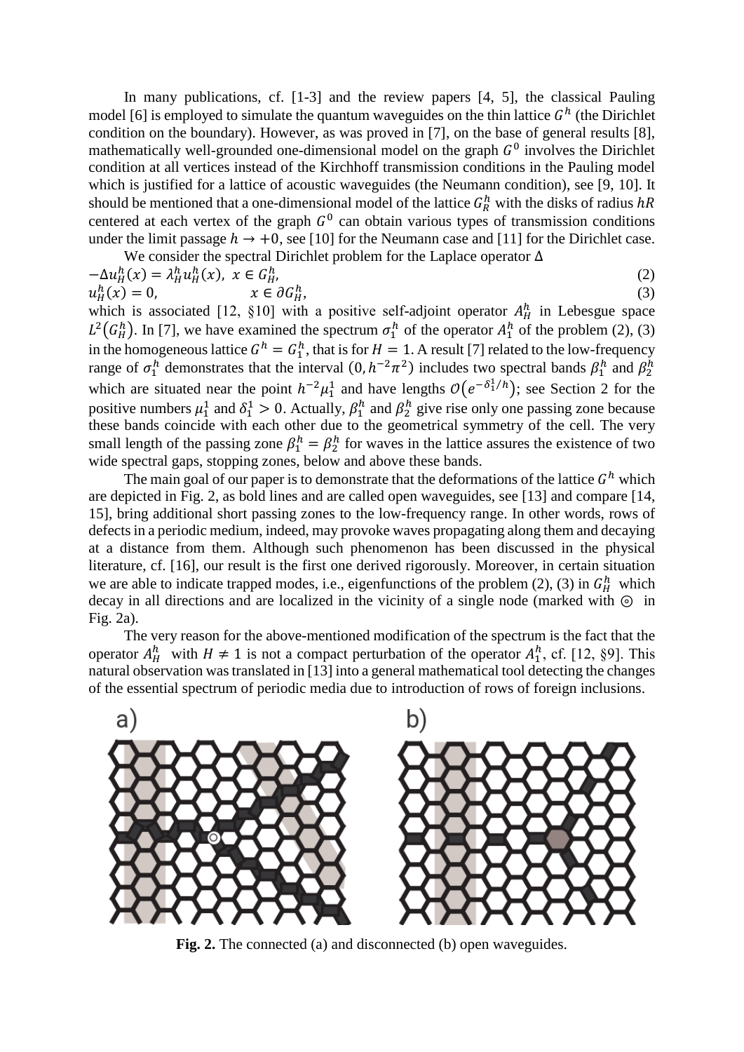In many publications, cf. [1-3] and the review papers [4, 5], the classical Pauling model [6] is employed to simulate the quantum waveguides on the thin lattice $G^h$ (the Dirichlet condition on the boundary). However, as was proved in [7], on the base of general results [8], mathematically well-grounded one-dimensional model on the graph $G^0$ involves the Dirichlet condition at all vertices instead of the Kirchhoff transmission conditions in the Pauling model which is justified for a lattice of acoustic waveguides (the Neumann condition), see [9, 10]. It should be mentioned that a one-dimensional model of the lattice $G_R^h$ with the disks of radius $hR$ centered at each vertex of the graph $G^0$ can obtain various types of transmission conditions under the limit passage $h \to +0$, see [10] for the Neumann case and [11] for the Dirichlet case.

We consider the spectral Dirichlet problem for the Laplace operator $\Delta$

$$-\Delta u_H^h(x) = \lambda_H^h u_H^h(x), \ x \in G_H^h, \tag{2}$$

$$u_H^h(x) = 0, \qquad x \in \partial G_H^h, \tag{3}$$

which is associated [12, §10] with a positive self-adjoint operator $A_H^h$ in Lebesgue space $L^2(G_H^h)$. In [7], we have examined the spectrum $\sigma_1^h$ of the operator $A_1^h$ of the problem (2), (3) in the homogeneous lattice $G^h = G_1^h$, that is for $H = 1$. A result [7] related to the low-frequency range of $\sigma_1^h$ demonstrates that the interval $(0, h^{-2}\pi^2)$ includes two spectral bands $\beta_1^h$ and $\beta_2^h$ which are situated near the point $h^{-2}\mu_1^1$ and have lengths $O(e^{-\delta_1^1/h})$; see Section 2 for the positive numbers $\mu_1^1$ and $\delta_1^1 > 0$. Actually, $\beta_1^h$ and $\beta_2^h$ give rise only one passing zone because these bands coincide with each other due to the geometrical symmetry of the cell. The very small length of the passing zone $\beta_1^h = \beta_2^h$ for waves in the lattice assures the existence of two wide spectral gaps, stopping zones, below and above these bands.

The main goal of our paper is to demonstrate that the deformations of the lattice $G^h$ which are depicted in Fig. 2, as bold lines and are called open waveguides, see [13] and compare [14, 15], bring additional short passing zones to the low-frequency range. In other words, rows of defects in a periodic medium, indeed, may provoke waves propagating along them and decaying at a distance from them. Although such phenomenon has been discussed in the physical literature, cf. [16], our result is the first one derived rigorously. Moreover, in certain situation we are able to indicate trapped modes, i.e., eigenfunctions of the problem (2), (3) in $G_H^h$ which decay in all directions and are localized in the vicinity of a single node (marked with ⊚ in Fig. 2a).

The very reason for the above-mentioned modification of the spectrum is the fact that the operator $A_H^h$ with $H \neq 1$ is not a compact perturbation of the operator $A_1^h$, cf. [12, §9]. This natural observation was translated in [13] into a general mathematical tool detecting the changes of the essential spectrum of periodic media due to introduction of rows of foreign inclusions.

a)

b)

**Fig. 2.** The connected (a) and disconnected (b) open waveguides.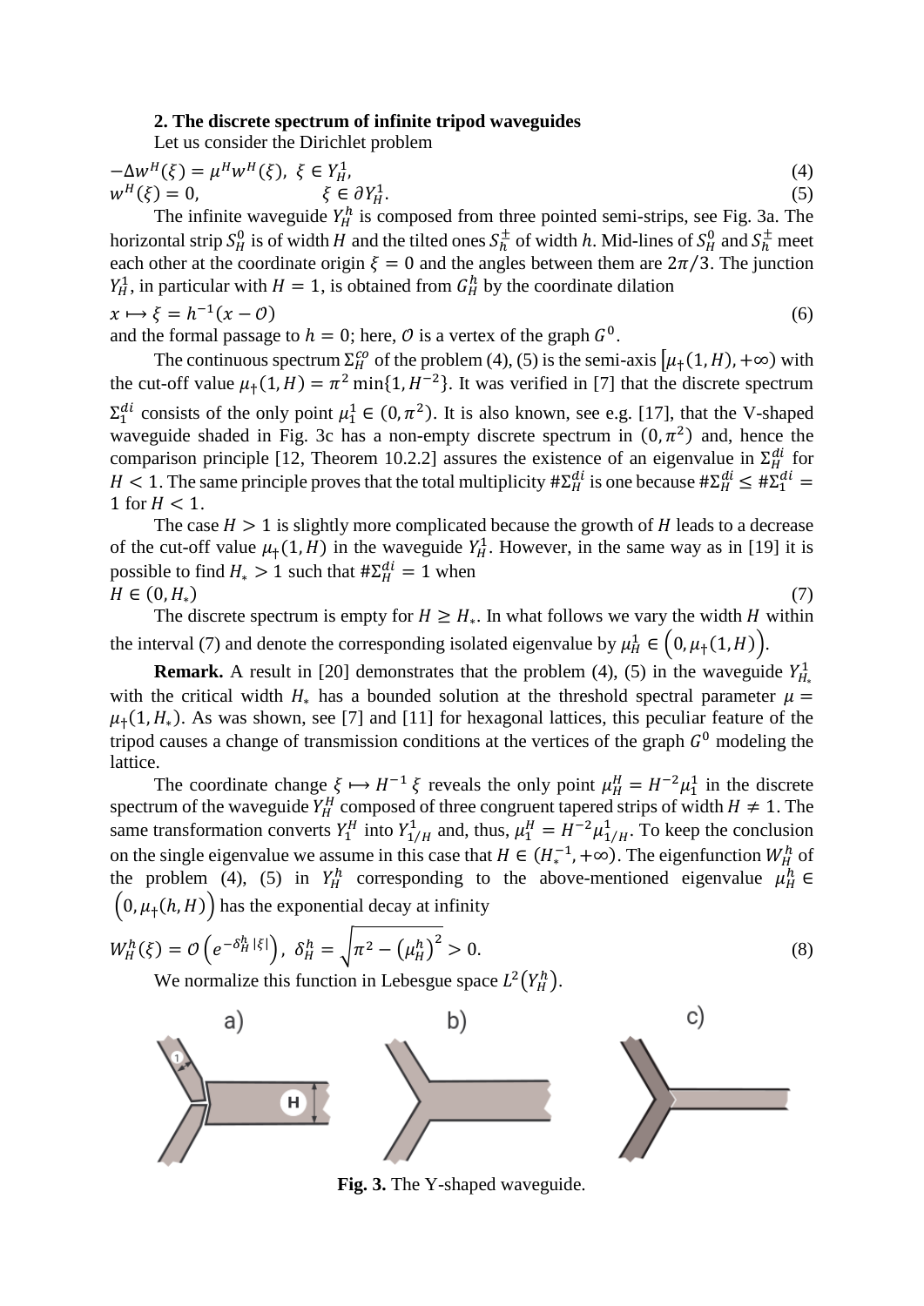**2. The discrete spectrum of infinite tripod waveguides**

Let us consider the Dirichlet problem

$$-\Delta w^H(\xi) = \mu^H w^H(\xi), \ \xi \in Y_H^1, \tag{4}$$

$$w^H(\xi) = 0, \qquad \xi \in \partial Y_H^1. \tag{5}$$

The infinite waveguide $Y_H^h$ is composed from three pointed semi-strips, see Fig. 3a. The horizontal strip $S_H^0$ is of width $H$ and the tilted ones $S_h^\pm$ of width $h$. Mid-lines of $S_H^0$ and $S_h^\pm$ meet each other at the coordinate origin $\xi = 0$ and the angles between them are $2\pi/3$. The junction $Y_H^1$, in particular with $H = 1$, is obtained from $G_H^h$ by the coordinate dilation

$$x \mapsto \xi = h^{-1}(x - \mathcal{O}) \tag{6}$$

and the formal passage to $h = 0$; here, $\mathcal{O}$ is a vertex of the graph $G^0$.

The continuous spectrum $\Sigma_H^{co}$ of the problem (4), (5) is the semi-axis $[\mu_\dagger(1,H), +\infty)$ with the cut-off value $\mu_\dagger(1,H) = \pi^2 \min\{1, H^{-2}\}$. It was verified in [7] that the discrete spectrum $\Sigma_1^{di}$ consists of the only point $\mu_1^1 \in (0, \pi^2)$. It is also known, see e.g. [17], that the V-shaped waveguide shaded in Fig. 3c has a non-empty discrete spectrum in $(0, \pi^2)$ and, hence the comparison principle [12, Theorem 10.2.2] assures the existence of an eigenvalue in $\Sigma_H^{di}$ for $H < 1$. The same principle proves that the total multiplicity $\#\Sigma_H^{di}$ is one because $\#\Sigma_H^{di} \leq \#\Sigma_1^{di} = 1$ for $H < 1$.

The case $H > 1$ is slightly more complicated because the growth of $H$ leads to a decrease of the cut-off value $\mu_\dagger(1,H)$ in the waveguide $Y_H^1$. However, in the same way as in [19] it is possible to find $H_* > 1$ such that $\#\Sigma_H^{di} = 1$ when

$$H \in (0, H_*) \tag{7}$$

The discrete spectrum is empty for $H \geq H_*$. In what follows we vary the width $H$ within the interval (7) and denote the corresponding isolated eigenvalue by $\mu_H^1 \in \big(0, \mu_\dagger(1,H)\big)$.

**Remark.** A result in [20] demonstrates that the problem (4), (5) in the waveguide $Y_{H_*}^1$ with the critical width $H_*$ has a bounded solution at the threshold spectral parameter $\mu = \mu_\dagger(1, H_*)$. As was shown, see [7] and [11] for hexagonal lattices, this peculiar feature of the tripod causes a change of transmission conditions at the vertices of the graph $G^0$ modeling the lattice.

The coordinate change $\xi \mapsto H^{-1}\xi$ reveals the only point $\mu_H^H = H^{-2}\mu_1^1$ in the discrete spectrum of the waveguide $Y_H^H$ composed of three congruent tapered strips of width $H \neq 1$. The same transformation converts $Y_1^H$ into $Y_{1/H}^1$ and, thus, $\mu_1^H = H^{-2}\mu_{1/H}^1$. To keep the conclusion on the single eigenvalue we assume in this case that $H \in (H_*^{-1}, +\infty)$. The eigenfunction $W_H^h$ of the problem (4), (5) in $Y_H^h$ corresponding to the above-mentioned eigenvalue $\mu_H^h \in \big(0, \mu_\dagger(h,H)\big)$ has the exponential decay at infinity

$$W_H^h(\xi) = \mathcal{O}\left(e^{-\delta_H^h |\xi|}\right), \ \delta_H^h = \sqrt{\pi^2 - \left(\mu_H^h\right)^2} > 0. \tag{8}$$

We normalize this function in Lebesgue space $L^2(Y_H^h)$.

**Fig. 3.** The Y-shaped waveguide.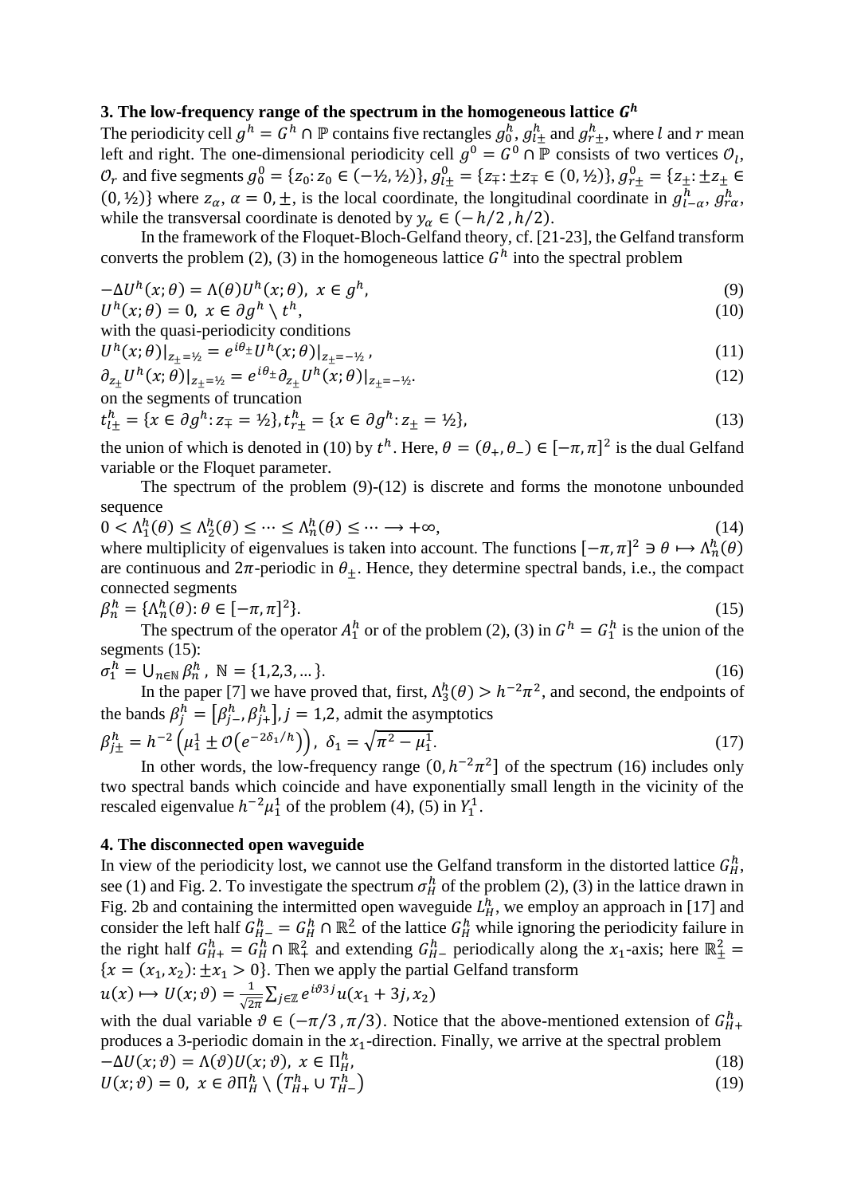### 3. The low-frequency range of the spectrum in the homogeneous lattice $G^h$

The periodicity cell $g^h = G^h \cap \mathbb{P}$ contains five rectangles $g_0^h$, $g_{l\pm}^h$ and $g_{r\pm}^h$, where $l$ and $r$ mean left and right. The one-dimensional periodicity cell $g^0 = G^0 \cap \mathbb{P}$ consists of two vertices $\mathcal{O}_l$, $\mathcal{O}_r$ and five segments $g_0^0 = \{z_0 : z_0 \in (-½, ½)\}$, $g_{l\pm}^0 = \{z_\mp : \pm z_\mp \in (0, ½)\}$, $g_{r\pm}^0 = \{z_\pm : \pm z_\pm \in (0, ½)\}$ where $z_\alpha$, $\alpha = 0, \pm$, is the local coordinate, the longitudinal coordinate in $g_{l-\alpha}^h$, $g_{r\alpha}^h$, while the transversal coordinate is denoted by $y_\alpha \in (-h/2\,, h/2)$.

In the framework of the Floquet-Bloch-Gelfand theory, cf. [21-23], the Gelfand transform converts the problem (2), (3) in the homogeneous lattice $G^h$ into the spectral problem

$$-\Delta U^h(x;\theta) = \Lambda(\theta) U^h(x;\theta),\ x \in g^h, \tag{9}$$

$$U^h(x;\theta) = 0,\ x \in \partial g^h \setminus t^h, \tag{10}$$

with the quasi-periodicity conditions

$$U^h(x;\theta)|_{z_\pm = ½} = e^{i\theta_\pm} U^h(x;\theta)|_{z_\pm = -½}\,, \tag{11}$$

$$\partial_{z_\pm} U^h(x;\theta)|_{z_\pm = ½} = e^{i\theta_\pm} \partial_{z_\pm} U^h(x;\theta)|_{z_\pm = -½}. \tag{12}$$

on the segments of truncation

$$t_{l\pm}^h = \{x \in \partial g^h : z_\mp = ½\}, t_{r\pm}^h = \{x \in \partial g^h : z_\pm = ½\}, \tag{13}$$

the union of which is denoted in (10) by $t^h$. Here, $\theta = (\theta_+, \theta_-) \in [-\pi, \pi]^2$ is the dual Gelfand variable or the Floquet parameter.

The spectrum of the problem (9)-(12) is discrete and forms the monotone unbounded sequence

$$0 < \Lambda_1^h(\theta) \le \Lambda_2^h(\theta) \le \cdots \le \Lambda_n^h(\theta) \le \cdots \longrightarrow +\infty, \tag{14}$$

where multiplicity of eigenvalues is taken into account. The functions $[-\pi, \pi]^2 \ni \theta \mapsto \Lambda_n^h(\theta)$ are continuous and $2\pi$-periodic in $\theta_\pm$. Hence, they determine spectral bands, i.e., the compact connected segments

$$\beta_n^h = \{\Lambda_n^h(\theta) : \theta \in [-\pi, \pi]^2\}. \tag{15}$$

The spectrum of the operator $A_1^h$ or of the problem (2), (3) in $G^h = G_1^h$ is the union of the segments (15):

$$\sigma_1^h = \bigcup_{n \in \mathbb{N}} \beta_n^h\,,\ \mathbb{N} = \{1,2,3, \ldots\}. \tag{16}$$

In the paper [7] we have proved that, first, $\Lambda_3^h(\theta) > h^{-2}\pi^2$, and second, the endpoints of the bands $\beta_j^h = [\beta_{j-}^h, \beta_{j+}^h]$, $j = 1,2$, admit the asymptotics

$$\beta_{j\pm}^h = h^{-2}\left(\mu_1^1 \pm \mathcal{O}\left(e^{-2\delta_1/h}\right)\right),\ \delta_1 = \sqrt{\pi^2 - \mu_1^1}. \tag{17}$$

In other words, the low-frequency range $(0, h^{-2}\pi^2]$ of the spectrum (16) includes only two spectral bands which coincide and have exponentially small length in the vicinity of the rescaled eigenvalue $h^{-2}\mu_1^1$ of the problem (4), (5) in $Y_1^1$.

### 4. The disconnected open waveguide

In view of the periodicity lost, we cannot use the Gelfand transform in the distorted lattice $G_H^h$, see (1) and Fig. 2. To investigate the spectrum $\sigma_H^h$ of the problem (2), (3) in the lattice drawn in Fig. 2b and containing the intermitted open waveguide $L_H^h$, we employ an approach in [17] and consider the left half $G_{H-}^h = G_H^h \cap \mathbb{R}_-^2$ of the lattice $G_H^h$ while ignoring the periodicity failure in the right half $G_{H+}^h = G_H^h \cap \mathbb{R}_+^2$ and extending $G_{H-}^h$ periodically along the $x_1$-axis; here $\mathbb{R}_\pm^2 = \{x = (x_1, x_2) : \pm x_1 > 0\}$. Then we apply the partial Gelfand transform

$$u(x) \mapsto U(x;\vartheta) = \frac{1}{\sqrt{2\pi}} \sum_{j \in \mathbb{Z}} e^{i\vartheta 3j} u(x_1 + 3j, x_2)$$

with the dual variable $\vartheta \in (-\pi/3\,, \pi/3)$. Notice that the above-mentioned extension of $G_{H+}^h$ produces a 3-periodic domain in the $x_1$-direction. Finally, we arrive at the spectral problem

$$-\Delta U(x;\vartheta) = \Lambda(\vartheta) U(x;\vartheta),\ x \in \Pi_H^h, \tag{18}$$

$$U(x;\vartheta) = 0,\ x \in \partial\Pi_H^h \setminus \left(T_{H+}^h \cup T_{H-}^h\right) \tag{19}$$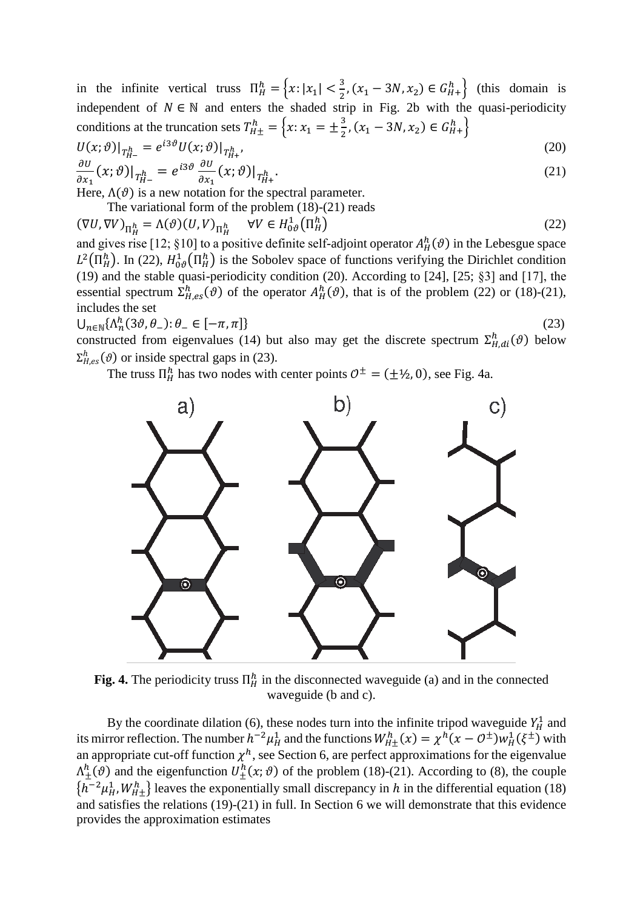in the infinite vertical truss $\Pi_H^h = \left\{x : |x_1| < \frac{3}{2}, (x_1 - 3N, x_2) \in G_{H+}^h\right\}$ (this domain is independent of $N \in \mathbb{N}$ and enters the shaded strip in Fig. 2b with the quasi-periodicity conditions at the truncation sets $T_{H\pm}^h = \left\{x : x_1 = \pm\frac{3}{2}, (x_1 - 3N, x_2) \in G_{H+}^h\right\}$

$$U(x;\vartheta)|_{T_{H-}^h} = e^{i3\vartheta} U(x;\vartheta)|_{T_{H+}^h}, \tag{20}$$

$$\frac{\partial U}{\partial x_1}(x;\vartheta)|_{T_{H-}^h} = e^{i3\vartheta} \frac{\partial U}{\partial x_1}(x;\vartheta)|_{T_{H+}^h}. \tag{21}$$

Here, $\Lambda(\vartheta)$ is a new notation for the spectral parameter.

The variational form of the problem (18)-(21) reads

$$(\nabla U, \nabla V)_{\Pi_H^h} = \Lambda(\vartheta)(U, V)_{\Pi_H^h} \quad \forall V \in H_{0\vartheta}^1(\Pi_H^h) \tag{22}$$

and gives rise [12; §10] to a positive definite self-adjoint operator $A_H^h(\vartheta)$ in the Lebesgue space $L^2(\Pi_H^h)$. In (22), $H_{0\vartheta}^1(\Pi_H^h)$ is the Sobolev space of functions verifying the Dirichlet condition (19) and the stable quasi-periodicity condition (20). According to [24], [25; §3] and [17], the essential spectrum $\Sigma_{H,es}^h(\vartheta)$ of the operator $A_H^h(\vartheta)$, that is of the problem (22) or (18)-(21), includes the set

$$\bigcup_{n \in \mathbb{N}} \{\Lambda_n^h(3\vartheta, \theta_-) : \theta_- \in [-\pi, \pi]\} \tag{23}$$

constructed from eigenvalues (14) but also may get the discrete spectrum $\Sigma_{H,di}^h(\vartheta)$ below $\Sigma_{H,es}^h(\vartheta)$ or inside spectral gaps in (23).

The truss $\Pi_H^h$ has two nodes with center points $\mathcal{O}^\pm = (\pm½, 0)$, see Fig. 4a.

**Fig. 4.** The periodicity truss $\Pi_H^h$ in the disconnected waveguide (a) and in the connected waveguide (b and c).

By the coordinate dilation (6), these nodes turn into the infinite tripod waveguide $Y_H^1$ and its mirror reflection. The number $h^{-2}\mu_H^1$ and the functions $W_{H\pm}^h(x) = \chi^h(x - \mathcal{O}^\pm) w_H^1(\xi^\pm)$ with an appropriate cut-off function $\chi^h$, see Section 6, are perfect approximations for the eigenvalue $\Lambda_\pm^h(\vartheta)$ and the eigenfunction $U_\pm^h(x;\vartheta)$ of the problem (18)-(21). According to (8), the couple $\{h^{-2}\mu_H^1, W_{H\pm}^h\}$ leaves the exponentially small discrepancy in $h$ in the differential equation (18) and satisfies the relations (19)-(21) in full. In Section 6 we will demonstrate that this evidence provides the approximation estimates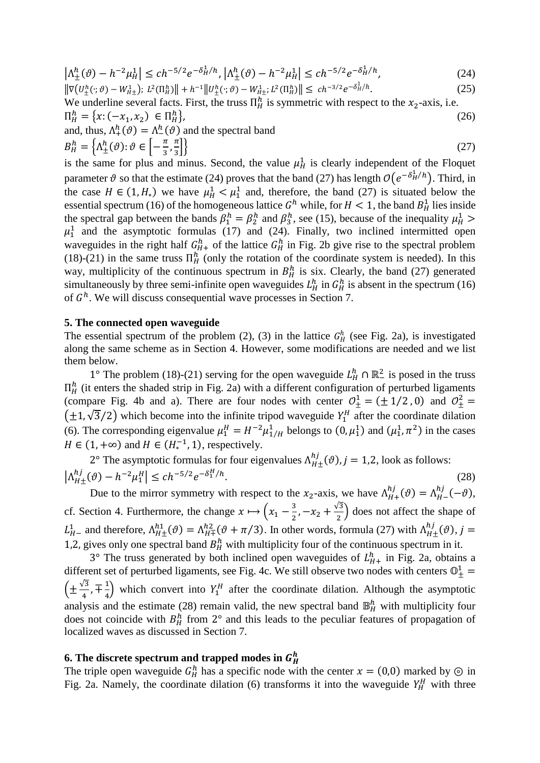$$\left|\Lambda_{\pm}^{h}(\vartheta) - h^{-2}\mu_{H}^{1}\right| \leq ch^{-5/2}e^{-\delta_{H}^{1}/h}, \left|\Lambda_{\pm}^{h}(\vartheta) - h^{-2}\mu_{H}^{1}\right| \leq ch^{-5/2}e^{-\delta_{H}^{1}/h}, \tag{24}$$

$$\left\|\nabla\left(U_{\pm}^{h}(\cdot;\vartheta) - W_{H\pm}^{1}\right);\ L^{2}(\Pi_{H}^{h})\right\| + h^{-1}\left\|U_{\pm}^{h}(\cdot;\vartheta) - W_{H\pm}^{1}; L^{2}(\Pi_{H}^{h})\right\| \leq\ ch^{-3/2}e^{-\delta_{H}^{1}/h}. \tag{25}$$

We underline several facts. First, the truss $\Pi_{H}^{h}$ is symmetric with respect to the $x_2$-axis, i.e.

$$\Pi_{H}^{h} = \{x: (-x_1, x_2)\ \in \Pi_{H}^{h}\}, \tag{26}$$

and, thus, $\Lambda_{+}^{h}(\vartheta) = \Lambda_{-}^{h}(\vartheta)$ and the spectral band

$$B_{H}^{h} = \left\{\Lambda_{\pm}^{h}(\vartheta): \vartheta \in \left[-\frac{\pi}{3}, \frac{\pi}{3}\right]\right\} \tag{27}$$

is the same for plus and minus. Second, the value $\mu_{H}^{1}$ is clearly independent of the Floquet parameter $\vartheta$ so that the estimate (24) proves that the band (27) has length $\mathcal{O}\left(e^{-\delta_{H}^{1}/h}\right)$. Third, in the case $H \in (1, H_*)$ we have $\mu_{H}^{1} < \mu_{1}^{1}$ and, therefore, the band (27) is situated below the essential spectrum (16) of the homogeneous lattice $G^{h}$ while, for $H < 1$, the band $B_{H}^{1}$ lies inside the spectral gap between the bands $\beta_{1}^{h} = \beta_{2}^{h}$ and $\beta_{3}^{h}$, see (15), because of the inequality $\mu_{H}^{1} > \mu_{1}^{1}$ and the asymptotic formulas (17) and (24). Finally, two inclined intermitted open waveguides in the right half $G_{H+}^{h}$ of the lattice $G_{H}^{h}$ in Fig. 2b give rise to the spectral problem (18)-(21) in the same truss $\Pi_{H}^{h}$ (only the rotation of the coordinate system is needed). In this way, multiplicity of the continuous spectrum in $B_{H}^{h}$ is six. Clearly, the band (27) generated simultaneously by three semi-infinite open waveguides $L_{H}^{h}$ in $G_{H}^{h}$ is absent in the spectrum (16) of $G^{h}$. We will discuss consequential wave processes in Section 7.

## 5. The connected open waveguide

The essential spectrum of the problem (2), (3) in the lattice $G_{H}^{h}$ (see Fig. 2a), is investigated along the same scheme as in Section 4. However, some modifications are needed and we list them below.

1° The problem (18)-(21) serving for the open waveguide $L_{H}^{h} \cap \mathbb{R}_{-}^{2}$ is posed in the truss $\Pi_{H}^{h}$ (it enters the shaded strip in Fig. 2a) with a different configuration of perturbed ligaments (compare Fig. 4b and a). There are four nodes with center $\mathcal{O}_{\pm}^{1} = (\pm 1/2\,, 0)$ and $\mathcal{O}_{\pm}^{2} = (\pm 1, \sqrt{3}/2)$ which become into the infinite tripod waveguide $Y_{1}^{H}$ after the coordinate dilation (6). The corresponding eigenvalue $\mu_{1}^{H} = H^{-2}\mu_{1/H}^{1}$ belongs to $(0, \mu_{1}^{1})$ and $(\mu_{1}^{1}, \pi^{2})$ in the cases $H \in (1, +\infty)$ and $H \in (H_{*}^{-1}, 1)$, respectively.

2° The asymptotic formulas for four eigenvalues $\Lambda_{H\pm}^{hj}(\vartheta), j = 1,2$, look as follows:

$$\left|\Lambda_{H\pm}^{hj}(\vartheta) - h^{-2}\mu_{1}^{H}\right| \leq ch^{-5/2}e^{-\delta_{1}^{H}/h}. \tag{28}$$

Due to the mirror symmetry with respect to the $x_2$-axis, we have $\Lambda_{H+}^{hj}(\vartheta) = \Lambda_{H-}^{hj}(-\vartheta)$, cf. Section 4. Furthermore, the change $x \mapsto \left(x_1 - \frac{3}{2}, -x_2 + \frac{\sqrt{3}}{2}\right)$ does not affect the shape of $L_{H-}^{1}$ and therefore, $\Lambda_{H\pm}^{h1}(\vartheta) = \Lambda_{H\mp}^{h2}(\vartheta + \pi/3)$. In other words, formula (27) with $\Lambda_{H\pm}^{hj}(\vartheta), j = 1,2$, gives only one spectral band $B_{H}^{h}$ with multiplicity four of the continuous spectrum in it.

3° The truss generated by both inclined open waveguides of $L_{H+}^{h}$ in Fig. 2a, obtains a different set of perturbed ligaments, see Fig. 4c. We still observe two nodes with centers $\mathbb{O}_{\pm}^{1} = \left(\pm\frac{\sqrt{3}}{4}, \mp\frac{1}{4}\right)$ which convert into $Y_{1}^{H}$ after the coordinate dilation. Although the asymptotic analysis and the estimate (28) remain valid, the new spectral band $\mathbb{B}_{H}^{h}$ with multiplicity four does not coincide with $B_{H}^{h}$ from 2° and this leads to the peculiar features of propagation of localized waves as discussed in Section 7.

## 6. The discrete spectrum and trapped modes in $G_{H}^{h}$

The triple open waveguide $G_{H}^{h}$ has a specific node with the center $x = (0,0)$ marked by ⊚ in Fig. 2a. Namely, the coordinate dilation (6) transforms it into the waveguide $Y_{H}^{H}$ with three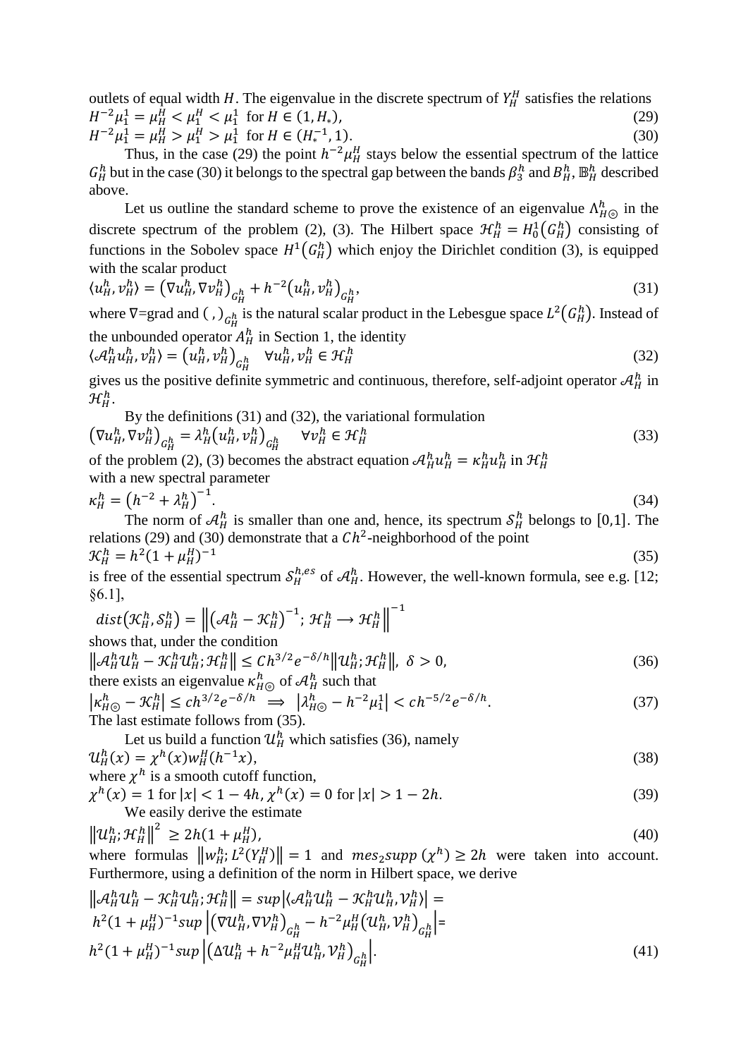outlets of equal width $H$. The eigenvalue in the discrete spectrum of $Y_H^H$ satisfies the relations

$$H^{-2}\mu_1^1 = \mu_H^H < \mu_1^H < \mu_1^1 \text{ for } H \in (1, H_*), \tag{29}$$

$$H^{-2}\mu_1^1 = \mu_H^H > \mu_1^H > \mu_1^1 \text{ for } H \in (H_*^{-1}, 1). \tag{30}$$

Thus, in the case (29) the point $h^{-2}\mu_H^H$ stays below the essential spectrum of the lattice $G_H^h$ but in the case (30) it belongs to the spectral gap between the bands $\beta_3^h$ and $B_H^h$, $\mathbb{B}_H^h$ described above.

Let us outline the standard scheme to prove the existence of an eigenvalue $\Lambda_{H\odot}^h$ in the discrete spectrum of the problem (2), (3). The Hilbert space $\mathcal{H}_H^h = H_0^1(G_H^h)$ consisting of functions in the Sobolev space $H^1(G_H^h)$ which enjoy the Dirichlet condition (3), is equipped with the scalar product

$$\langle u_H^h, v_H^h \rangle = (\nabla u_H^h, \nabla v_H^h)_{G_H^h} + h^{-2}(u_H^h, v_H^h)_{G_H^h}, \tag{31}$$

where $\nabla$=grad and $(\ ,\ )_{G_H^h}$ is the natural scalar product in the Lebesgue space $L^2(G_H^h)$. Instead of the unbounded operator $A_H^h$ in Section 1, the identity

$$\langle \mathcal{A}_H^h u_H^h, v_H^h \rangle = (u_H^h, v_H^h)_{G_H^h} \quad \forall u_H^h, v_H^h \in \mathcal{H}_H^h \tag{32}$$

gives us the positive definite symmetric and continuous, therefore, self-adjoint operator $\mathcal{A}_H^h$ in $\mathcal{H}_H^h$.

By the definitions (31) and (32), the variational formulation

$$(\nabla u_H^h, \nabla v_H^h)_{G_H^h} = \lambda_H^h (u_H^h, v_H^h)_{G_H^h} \quad \forall v_H^h \in \mathcal{H}_H^h \tag{33}$$

of the problem (2), (3) becomes the abstract equation $\mathcal{A}_H^h u_H^h = \kappa_H^h u_H^h$ in $\mathcal{H}_H^h$ with a new spectral parameter

$$\kappa_H^h = (h^{-2} + \lambda_H^h)^{-1}. \tag{34}$$

The norm of $\mathcal{A}_H^h$ is smaller than one and, hence, its spectrum $\mathcal{S}_H^h$ belongs to $[0,1]$. The relations (29) and (30) demonstrate that a $Ch^2$-neighborhood of the point

$$\mathcal{K}_H^h = h^2(1 + \mu_H^H)^{-1} \tag{35}$$

is free of the essential spectrum $\mathcal{S}_H^{h,es}$ of $\mathcal{A}_H^h$. However, the well-known formula, see e.g. [12; §6.1],

$$dist(\mathcal{K}_H^h, \mathcal{S}_H^h) = \left\| (\mathcal{A}_H^h - \mathcal{K}_H^h)^{-1}; \mathcal{H}_H^h \to \mathcal{H}_H^h \right\|^{-1}$$

shows that, under the condition

$$\| \mathcal{A}_H^h \mathcal{U}_H^h - \mathcal{K}_H^h \mathcal{U}_H^h; \mathcal{H}_H^h \| \le Ch^{3/2} e^{-\delta/h} \| \mathcal{U}_H^h; \mathcal{H}_H^h \|, \ \delta > 0, \tag{36}$$

there exists an eigenvalue $\kappa_{H\odot}^h$ of $\mathcal{A}_H^h$ such that

$$|\kappa_{H\odot}^h - \mathcal{K}_H^h| \le ch^{3/2} e^{-\delta/h} \implies |\lambda_{H\odot}^h - h^{-2}\mu_1^1| < ch^{-5/2} e^{-\delta/h}. \tag{37}$$

The last estimate follows from (35).

Let us build a function $\mathcal{U}_H^h$ which satisfies (36), namely

$$\mathcal{U}_H^h(x) = \chi^h(x) w_H^H(h^{-1}x), \tag{38}$$

where $\chi^h$ is a smooth cutoff function,

$$\chi^h(x) = 1 \text{ for } |x| < 1 - 4h, \ \chi^h(x) = 0 \text{ for } |x| > 1 - 2h. \tag{39}$$

We easily derive the estimate

$$\| \mathcal{U}_H^h; \mathcal{H}_H^h \|^2 \ge 2h(1 + \mu_H^H), \tag{40}$$

where formulas $\| w_H^h; L^2(Y_H^H) \| = 1$ and $mes_2 supp\,(\chi^h) \ge 2h$ were taken into account. Furthermore, using a definition of the norm in Hilbert space, we derive

$$\begin{aligned}
&\| \mathcal{A}_H^h \mathcal{U}_H^h - \mathcal{K}_H^h \mathcal{U}_H^h; \mathcal{H}_H^h \| = sup |\langle \mathcal{A}_H^h \mathcal{U}_H^h - \mathcal{K}_H^h \mathcal{U}_H^h, \mathcal{V}_H^h \rangle| = \\
&h^2(1 + \mu_H^H)^{-1} sup \left| (\nabla \mathcal{U}_H^h, \nabla \mathcal{V}_H^h)_{G_H^h} - h^{-2}\mu_H^H (\mathcal{U}_H^h, \mathcal{V}_H^h)_{G_H^h} \right| = \\
&h^2(1 + \mu_H^H)^{-1} sup \left| (\Delta \mathcal{U}_H^h + h^{-2}\mu_H^H \mathcal{U}_H^h, \mathcal{V}_H^h)_{G_H^h} \right|.
\end{aligned} \tag{41}$$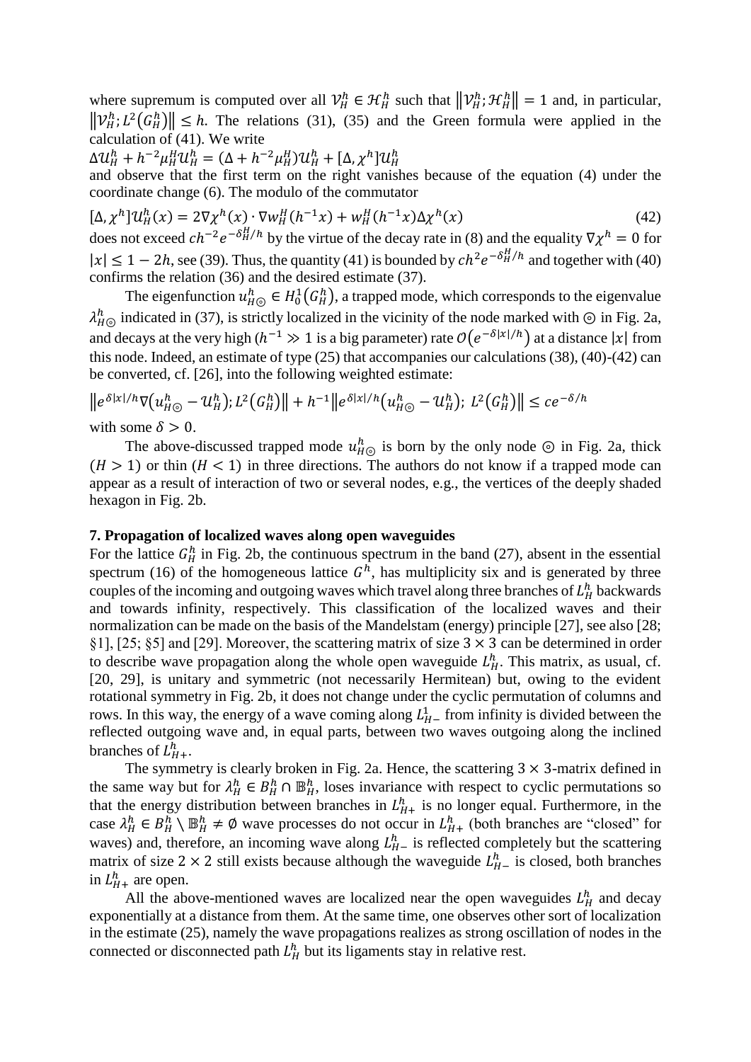where supremum is computed over all $\mathcal{V}_H^h \in \mathcal{H}_H^h$ such that $\|\mathcal{V}_H^h; \mathcal{H}_H^h\| = 1$ and, in particular, $\|\mathcal{V}_H^h; L^2(G_H^h)\| \leq h$. The relations (31), (35) and the Green formula were applied in the calculation of (41). We write

$\Delta\mathcal{U}_H^h + h^{-2}\mu_H^H\mathcal{U}_H^h = (\Delta + h^{-2}\mu_H^H)\mathcal{U}_H^h + [\Delta, \chi^h]\mathcal{U}_H^h$

and observe that the first term on the right vanishes because of the equation (4) under the coordinate change (6). The modulo of the commutator

$$[\Delta, \chi^h]\mathcal{U}_H^h(x) = 2\nabla\chi^h(x)\cdot\nabla w_H^H(h^{-1}x) + w_H^H(h^{-1}x)\Delta\chi^h(x) \tag{42}$$

does not exceed $ch^{-2}e^{-\delta_H^H/h}$ by the virtue of the decay rate in (8) and the equality $\nabla\chi^h = 0$ for $|x| \leq 1 - 2h$, see (39). Thus, the quantity (41) is bounded by $ch^2e^{-\delta_H^H/h}$ and together with (40) confirms the relation (36) and the desired estimate (37).

The eigenfunction $u_{H\circledcirc}^h \in H_0^1(G_H^h)$, a trapped mode, which corresponds to the eigenvalue $\lambda_{H\circledcirc}^h$ indicated in (37), is strictly localized in the vicinity of the node marked with $\circledcirc$ in Fig. 2a, and decays at the very high ($h^{-1} \gg 1$ is a big parameter) rate $\mathcal{O}(e^{-\delta|x|/h})$ at a distance $|x|$ from this node. Indeed, an estimate of type (25) that accompanies our calculations (38), (40)-(42) can be converted, cf. [26], into the following weighted estimate:

$$\|e^{\delta|x|/h}\nabla(u_{H\circledcirc}^h - \mathcal{U}_H^h); L^2(G_H^h)\| + h^{-1}\|e^{\delta|x|/h}(u_{H\circledcirc}^h - \mathcal{U}_H^h);\ L^2(G_H^h)\| \leq ce^{-\delta/h}$$

with some $\delta > 0$.

The above-discussed trapped mode $u_{H\circledcirc}^h$ is born by the only node $\circledcirc$ in Fig. 2a, thick ($H > 1$) or thin ($H < 1$) in three directions. The authors do not know if a trapped mode can appear as a result of interaction of two or several nodes, e.g., the vertices of the deeply shaded hexagon in Fig. 2b.

## 7. Propagation of localized waves along open waveguides

For the lattice $G_H^h$ in Fig. 2b, the continuous spectrum in the band (27), absent in the essential spectrum (16) of the homogeneous lattice $G^h$, has multiplicity six and is generated by three couples of the incoming and outgoing waves which travel along three branches of $L_H^h$ backwards and towards infinity, respectively. This classification of the localized waves and their normalization can be made on the basis of the Mandelstam (energy) principle [27], see also [28; §1], [25; §5] and [29]. Moreover, the scattering matrix of size $3 \times 3$ can be determined in order to describe wave propagation along the whole open waveguide $L_H^h$. This matrix, as usual, cf. [20, 29], is unitary and symmetric (not necessarily Hermitean) but, owing to the evident rotational symmetry in Fig. 2b, it does not change under the cyclic permutation of columns and rows. In this way, the energy of a wave coming along $L_{H-}^1$ from infinity is divided between the reflected outgoing wave and, in equal parts, between two waves outgoing along the inclined branches of $L_{H+}^h$.

The symmetry is clearly broken in Fig. 2a. Hence, the scattering $3 \times 3$-matrix defined in the same way but for $\lambda_H^h \in B_H^h \cap \mathbb{B}_H^h$, loses invariance with respect to cyclic permutations so that the energy distribution between branches in $L_{H+}^h$ is no longer equal. Furthermore, in the case $\lambda_H^h \in B_H^h \setminus \mathbb{B}_H^h \neq \emptyset$ wave processes do not occur in $L_{H+}^h$ (both branches are "closed" for waves) and, therefore, an incoming wave along $L_{H-}^h$ is reflected completely but the scattering matrix of size $2 \times 2$ still exists because although the waveguide $L_{H-}^h$ is closed, both branches in $L_{H+}^h$ are open.

All the above-mentioned waves are localized near the open waveguides $L_H^h$ and decay exponentially at a distance from them. At the same time, one observes other sort of localization in the estimate (25), namely the wave propagations realizes as strong oscillation of nodes in the connected or disconnected path $L_H^h$ but its ligaments stay in relative rest.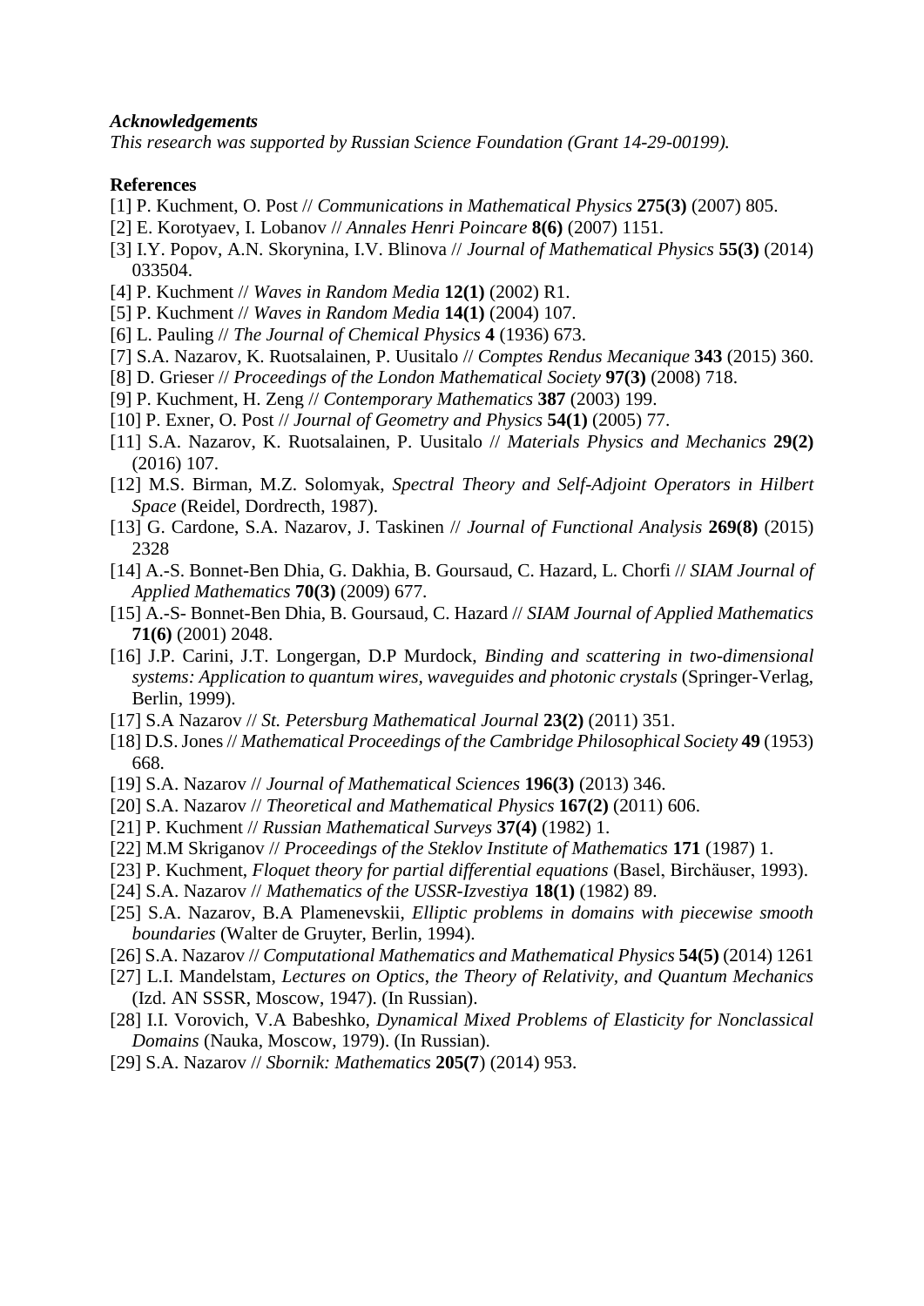### *Acknowledgements*

*This research was supported by Russian Science Foundation (Grant 14-29-00199).*

### References

[1] P. Kuchment, O. Post // *Communications in Mathematical Physics* **275(3)** (2007) 805.

[2] E. Korotyaev, I. Lobanov // *Annales Henri Poincare* **8(6)** (2007) 1151.

[3] I.Y. Popov, A.N. Skorynina, I.V. Blinova // *Journal of Mathematical Physics* **55(3)** (2014) 033504.

[4] P. Kuchment // *Waves in Random Media* **12(1)** (2002) R1.

[5] P. Kuchment // *Waves in Random Media* **14(1)** (2004) 107.

[6] L. Pauling // *The Journal of Chemical Physics* **4** (1936) 673.

[7] S.A. Nazarov, K. Ruotsalainen, P. Uusitalo // *Comptes Rendus Mecanique* **343** (2015) 360.

[8] D. Grieser // *Proceedings of the London Mathematical Society* **97(3)** (2008) 718.

[9] P. Kuchment, H. Zeng // *Contemporary Mathematics* **387** (2003) 199.

[10] P. Exner, O. Post // *Journal of Geometry and Physics* **54(1)** (2005) 77.

[11] S.A. Nazarov, K. Ruotsalainen, P. Uusitalo // *Materials Physics and Mechanics* **29(2)** (2016) 107.

[12] M.S. Birman, M.Z. Solomyak, *Spectral Theory and Self-Adjoint Operators in Hilbert Space* (Reidel, Dordrecth, 1987).

[13] G. Cardone, S.A. Nazarov, J. Taskinen // *Journal of Functional Analysis* **269(8)** (2015) 2328

[14] A.-S. Bonnet-Ben Dhia, G. Dakhia, B. Goursaud, C. Hazard, L. Chorfi // *SIAM Journal of Applied Mathematics* **70(3)** (2009) 677.

[15] A.-S- Bonnet-Ben Dhia, B. Goursaud, C. Hazard // *SIAM Journal of Applied Mathematics* **71(6)** (2001) 2048.

[16] J.P. Carini, J.T. Longergan, D.P Murdock, *Binding and scattering in two-dimensional systems: Application to quantum wires, waveguides and photonic crystals* (Springer-Verlag, Berlin, 1999).

[17] S.A Nazarov // *St. Petersburg Mathematical Journal* **23(2)** (2011) 351.

[18] D.S. Jones // *Mathematical Proceedings of the Cambridge Philosophical Society* **49** (1953) 668.

[19] S.A. Nazarov // *Journal of Mathematical Sciences* **196(3)** (2013) 346.

[20] S.A. Nazarov // *Theoretical and Mathematical Physics* **167(2)** (2011) 606.

[21] P. Kuchment // *Russian Mathematical Surveys* **37(4)** (1982) 1.

[22] M.M Skriganov // *Proceedings of the Steklov Institute of Mathematics* **171** (1987) 1.

[23] P. Kuchment, *Floquet theory for partial differential equations* (Basel, Birchäuser, 1993).

[24] S.A. Nazarov // *Mathematics of the USSR-Izvestiya* **18(1)** (1982) 89.

[25] S.A. Nazarov, B.A Plamenevskii, *Elliptic problems in domains with piecewise smooth boundaries* (Walter de Gruyter, Berlin, 1994).

[26] S.A. Nazarov // *Computational Mathematics and Mathematical Physics* **54(5)** (2014) 1261

[27] L.I. Mandelstam, *Lectures on Optics, the Theory of Relativity, and Quantum Mechanics* (Izd. AN SSSR, Moscow, 1947). (In Russian).

[28] I.I. Vorovich, V.A Babeshko, *Dynamical Mixed Problems of Elasticity for Nonclassical Domains* (Nauka, Moscow, 1979). (In Russian).

[29] S.A. Nazarov // *Sbornik: Mathematics* **205(7**) (2014) 953.